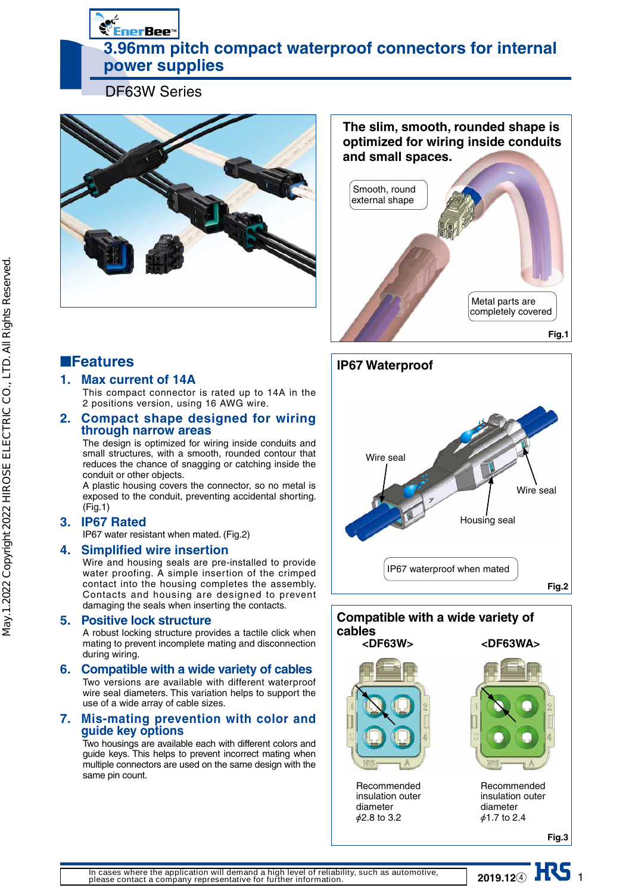# 3.96mm pitch compact waterproof connectors for internal power supplies

DF63W Series

The slim, smooth, rounded shape is optimized for wiring inside conduits and small spaces.

Smooth, round external shape

Metal parts are completely covered

Fig.1

IP67 Waterproof

Wire seal

Wire seal

Housing seal

IP67 waterproof when mated

Fig.2

Compatible with a wide variety of cables

<DF63W>

Recommended insulation outer diameter $\phi$2.8 to 3.2

<DF63WA>

Recommended insulation outer diameter $\phi$1.7 to 2.4

Fig.3

## ■Features

### 1. Max current of 14A

This compact connector is rated up to 14A in the 2 positions version, using 16 AWG wire.

### 2. Compact shape designed for wiring through narrow areas

The design is optimized for wiring inside conduits and small structures, with a smooth, rounded contour that reduces the chance of snagging or catching inside the conduit or other objects.

A plastic housing covers the connector, so no metal is exposed to the conduit, preventing accidental shorting. (Fig.1)

### 3. IP67 Rated

IP67 water resistant when mated. (Fig.2)

### 4. Simplified wire insertion

Wire and housing seals are pre-installed to provide water proofing. A simple insertion of the crimped contact into the housing completes the assembly. Contacts and housing are designed to prevent damaging the seals when inserting the contacts.

### 5. Positive lock structure

A robust locking structure provides a tactile click when mating to prevent incomplete mating and disconnection during wiring.

### 6. Compatible with a wide variety of cables

Two versions are available with different waterproof wire seal diameters. This variation helps to support the use of a wide array of cable sizes.

### 7. Mis-mating prevention with color and guide key options

Two housings are available each with different colors and guide keys. This helps to prevent incorrect mating when multiple connectors are used on the same design with the same pin count.

In cases where the application will demand a high level of reliability, such as automotive, please contact a company representative for further information.

2019.12④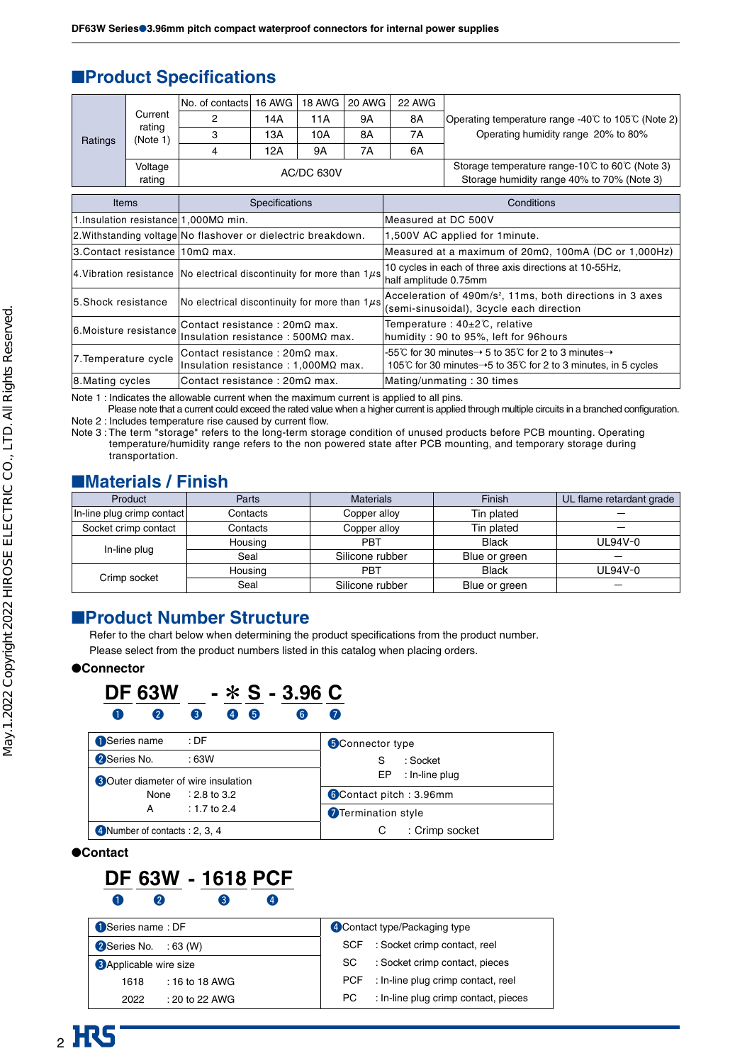## ■Product Specifications

| Ratings | | No. of contacts | 16 AWG | 18 AWG | 20 AWG | 22 AWG | |
|---|---|---|---|---|---|---|---|
| | Current rating (Note 1) | 2 | 14A | 11A | 9A | 8A | Operating temperature range -40℃ to 105℃ (Note 2) Operating humidity range 20% to 80% |
| | | 3 | 13A | 10A | 8A | 7A | |
| | | 4 | 12A | 9A | 7A | 6A | |
| | Voltage rating | AC/DC 630V | | | | | Storage temperature range-10℃ to 60℃ (Note 3) Storage humidity range 40% to 70% (Note 3) |

| Items | Specifications | Conditions |
|---|---|---|
| 1.Insulation resistance | 1,000MΩ min. | Measured at DC 500V |
| 2.Withstanding voltage | No flashover or dielectric breakdown. | 1,500V AC applied for 1minute. |
| 3.Contact resistance | 10mΩ max. | Measured at a maximum of 20mΩ, 100mA (DC or 1,000Hz) |
| 4.Vibration resistance | No electrical discontinuity for more than 1μs | 10 cycles in each of three axis directions at 10-55Hz, half amplitude 0.75mm |
| 5.Shock resistance | No electrical discontinuity for more than 1μs | Acceleration of 490m/s², 11ms, both directions in 3 axes (semi-sinusoidal), 3cycle each direction |
| 6.Moisture resistance | Contact resistance : 20mΩ max. Insulation resistance : 500MΩ max. | Temperature : 40±2℃, relative humidity : 90 to 95%, left for 96hours |
| 7.Temperature cycle | Contact resistance : 20mΩ max. Insulation resistance : 1,000MΩ max. | -55℃ for 30 minutes→ 5 to 35℃ for 2 to 3 minutes→ 105℃ for 30 minutes→5 to 35℃ for 2 to 3 minutes, in 5 cycles |
| 8.Mating cycles | Contact resistance : 20mΩ max. | Mating/unmating : 30 times |

Note 1 : Indicates the allowable current when the maximum current is applied to all pins.
Please note that a current could exceed the rated value when a higher current is applied through multiple circuits in a branched configuration.
Note 2 : Includes temperature rise caused by current flow.
Note 3 : The term "storage" refers to the long-term storage condition of unused products before PCB mounting. Operating temperature/humidity range refers to the non powered state after PCB mounting, and temporary storage during transportation.

## ■Materials / Finish

| Product | Parts | Materials | Finish | UL flame retardant grade |
|---|---|---|---|---|
| In-line plug crimp contact | Contacts | Copper alloy | Tin plated | — |
| Socket crimp contact | Contacts | Copper alloy | Tin plated | — |
| In-line plug | Housing | PBT | Black | UL94V-0 |
| | Seal | Silicone rubber | Blue or green | — |
| Crimp socket | Housing | PBT | Black | UL94V-0 |
| | Seal | Silicone rubber | Blue or green | — |

## ■Product Number Structure

Refer to the chart below when determining the product specifications from the product number.
Please select from the product numbers listed in this catalog when placing orders.

### ●Connector

**DF 63W _ - * S - 3.96 C**
❶ ❷ ❸ ❹ ❺ ❻ ❼

| | |
|---|---|
| ❶Series name : DF | ❺Connector type S : Socket EP : In-line plug |
| ❷Series No. : 63W | |
| ❸Outer diameter of wire insulation None : 2.8 to 3.2 A : 1.7 to 2.4 | ❻Contact pitch : 3.96mm |
| | ❼Termination style C : Crimp socket |
| ❹Number of contacts : 2, 3, 4 | |

### ●Contact

**DF 63W - 1618 PCF**
❶ ❷ ❸ ❹

| | |
|---|---|
| ❶Series name : DF | ❹Contact type/Packaging type |
| ❷Series No. : 63 (W) | SCF : Socket crimp contact, reel |
| ❸Applicable wire size | SC : Socket crimp contact, pieces |
| 1618 : 16 to 18 AWG | PCF : In-line plug crimp contact, reel |
| 2022 : 20 to 22 AWG | PC : In-line plug crimp contact, pieces |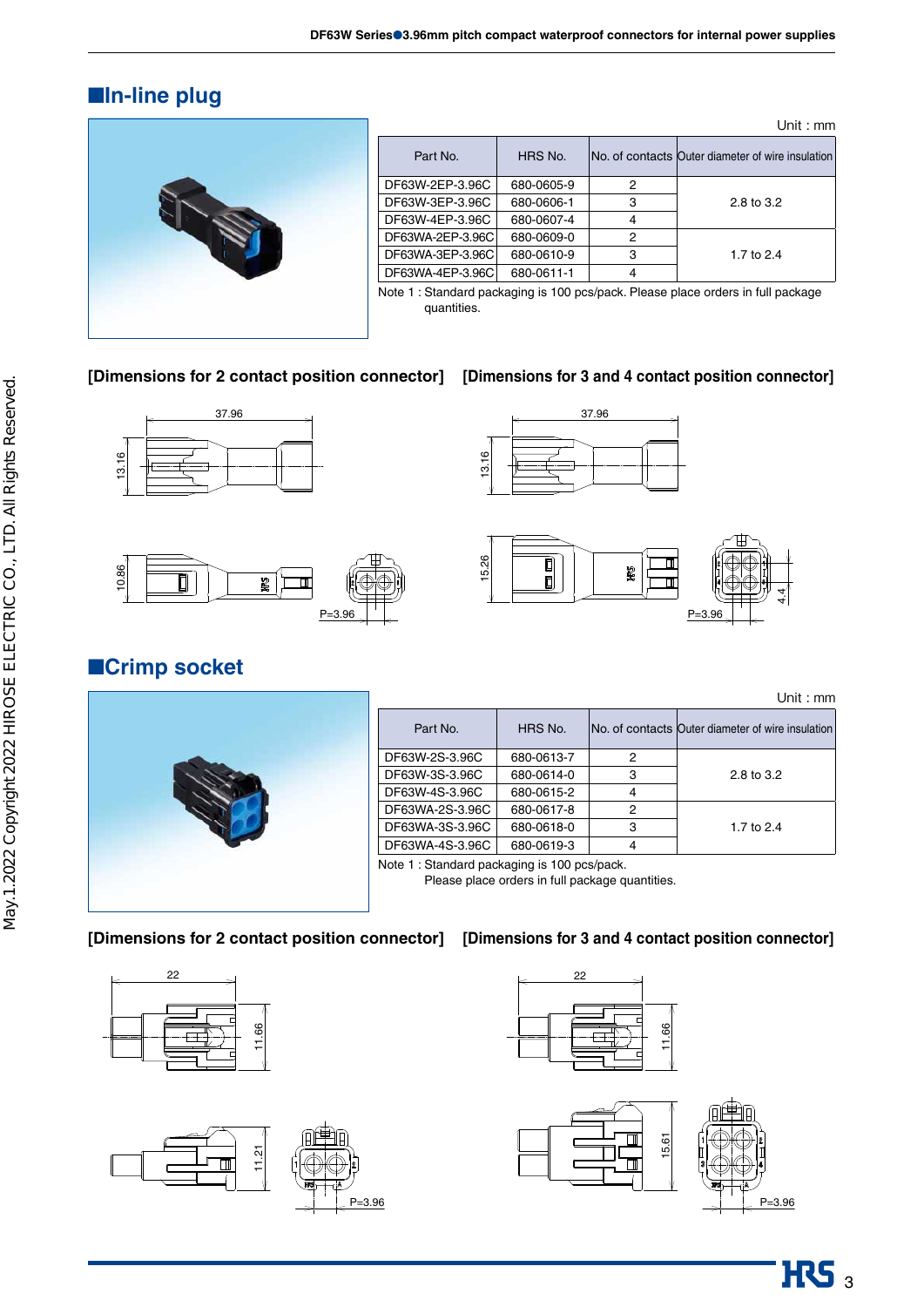## ■In-line plug

Unit : mm

| Part No. | HRS No. | No. of contacts | Outer diameter of wire insulation |
|---|---|---|---|
| DF63W-2EP-3.96C | 680-0605-9 | 2 | 2.8 to 3.2 |
| DF63W-3EP-3.96C | 680-0606-1 | 3 | |
| DF63W-4EP-3.96C | 680-0607-4 | 4 | |
| DF63WA-2EP-3.96C | 680-0609-0 | 2 | 1.7 to 2.4 |
| DF63WA-3EP-3.96C | 680-0610-9 | 3 | |
| DF63WA-4EP-3.96C | 680-0611-1 | 4 | |

Note 1 : Standard packaging is 100 pcs/pack. Please place orders in full package quantities.

**[Dimensions for 2 contact position connector]**

37.96, 13.16, 10.86, P=3.96

**[Dimensions for 3 and 4 contact position connector]**

37.96, 13.16, 15.26, 4.4, P=3.96

## ■Crimp socket

Unit : mm

| Part No. | HRS No. | No. of contacts | Outer diameter of wire insulation |
|---|---|---|---|
| DF63W-2S-3.96C | 680-0613-7 | 2 | 2.8 to 3.2 |
| DF63W-3S-3.96C | 680-0614-0 | 3 | |
| DF63W-4S-3.96C | 680-0615-2 | 4 | |
| DF63WA-2S-3.96C | 680-0617-8 | 2 | 1.7 to 2.4 |
| DF63WA-3S-3.96C | 680-0618-0 | 3 | |
| DF63WA-4S-3.96C | 680-0619-3 | 4 | |

Note 1 : Standard packaging is 100 pcs/pack. Please place orders in full package quantities.

**[Dimensions for 2 contact position connector]**

22, 11.66, 11.21, P=3.96

**[Dimensions for 3 and 4 contact position connector]**

22, 11.66, 15.61, P=3.96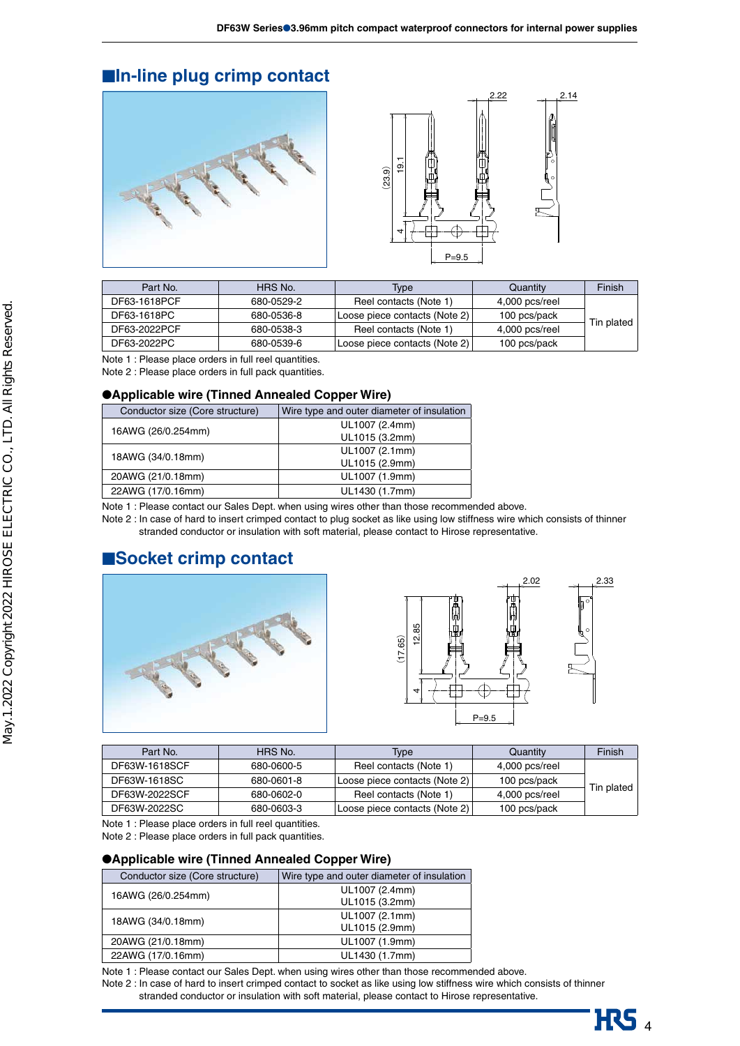## ■In-line plug crimp contact

| Part No. | HRS No. | Type | Quantity | Finish |
|---|---|---|---|---|
| DF63-1618PCF | 680-0529-2 | Reel contacts (Note 1) | 4,000 pcs/reel | Tin plated |
| DF63-1618PC | 680-0536-8 | Loose piece contacts (Note 2) | 100 pcs/pack | |
| DF63-2022PCF | 680-0538-3 | Reel contacts (Note 1) | 4,000 pcs/reel | |
| DF63-2022PC | 680-0539-6 | Loose piece contacts (Note 2) | 100 pcs/pack | |

Note 1 : Please place orders in full reel quantities.
Note 2 : Please place orders in full pack quantities.

### ●Applicable wire (Tinned Annealed Copper Wire)

| Conductor size (Core structure) | Wire type and outer diameter of insulation |
|---|---|
| 16AWG (26/0.254mm) | UL1007 (2.4mm)<br>UL1015 (3.2mm) |
| 18AWG (34/0.18mm) | UL1007 (2.1mm)<br>UL1015 (2.9mm) |
| 20AWG (21/0.18mm) | UL1007 (1.9mm) |
| 22AWG (17/0.16mm) | UL1430 (1.7mm) |

Note 1 : Please contact our Sales Dept. when using wires other than those recommended above.
Note 2 : In case of hard to insert crimped contact to plug socket as like using low stiffness wire which consists of thinner stranded conductor or insulation with soft material, please contact to Hirose representative.

## ■Socket crimp contact

| Part No. | HRS No. | Type | Quantity | Finish |
|---|---|---|---|---|
| DF63W-1618SCF | 680-0600-5 | Reel contacts (Note 1) | 4,000 pcs/reel | Tin plated |
| DF63W-1618SC | 680-0601-8 | Loose piece contacts (Note 2) | 100 pcs/pack | |
| DF63W-2022SCF | 680-0602-0 | Reel contacts (Note 1) | 4,000 pcs/reel | |
| DF63W-2022SC | 680-0603-3 | Loose piece contacts (Note 2) | 100 pcs/pack | |

Note 1 : Please place orders in full reel quantities.
Note 2 : Please place orders in full pack quantities.

### ●Applicable wire (Tinned Annealed Copper Wire)

| Conductor size (Core structure) | Wire type and outer diameter of insulation |
|---|---|
| 16AWG (26/0.254mm) | UL1007 (2.4mm)<br>UL1015 (3.2mm) |
| 18AWG (34/0.18mm) | UL1007 (2.1mm)<br>UL1015 (2.9mm) |
| 20AWG (21/0.18mm) | UL1007 (1.9mm) |
| 22AWG (17/0.16mm) | UL1430 (1.7mm) |

Note 1 : Please contact our Sales Dept. when using wires other than those recommended above.
Note 2 : In case of hard to insert crimped contact to socket as like using low stiffness wire which consists of thinner stranded conductor or insulation with soft material, please contact to Hirose representative.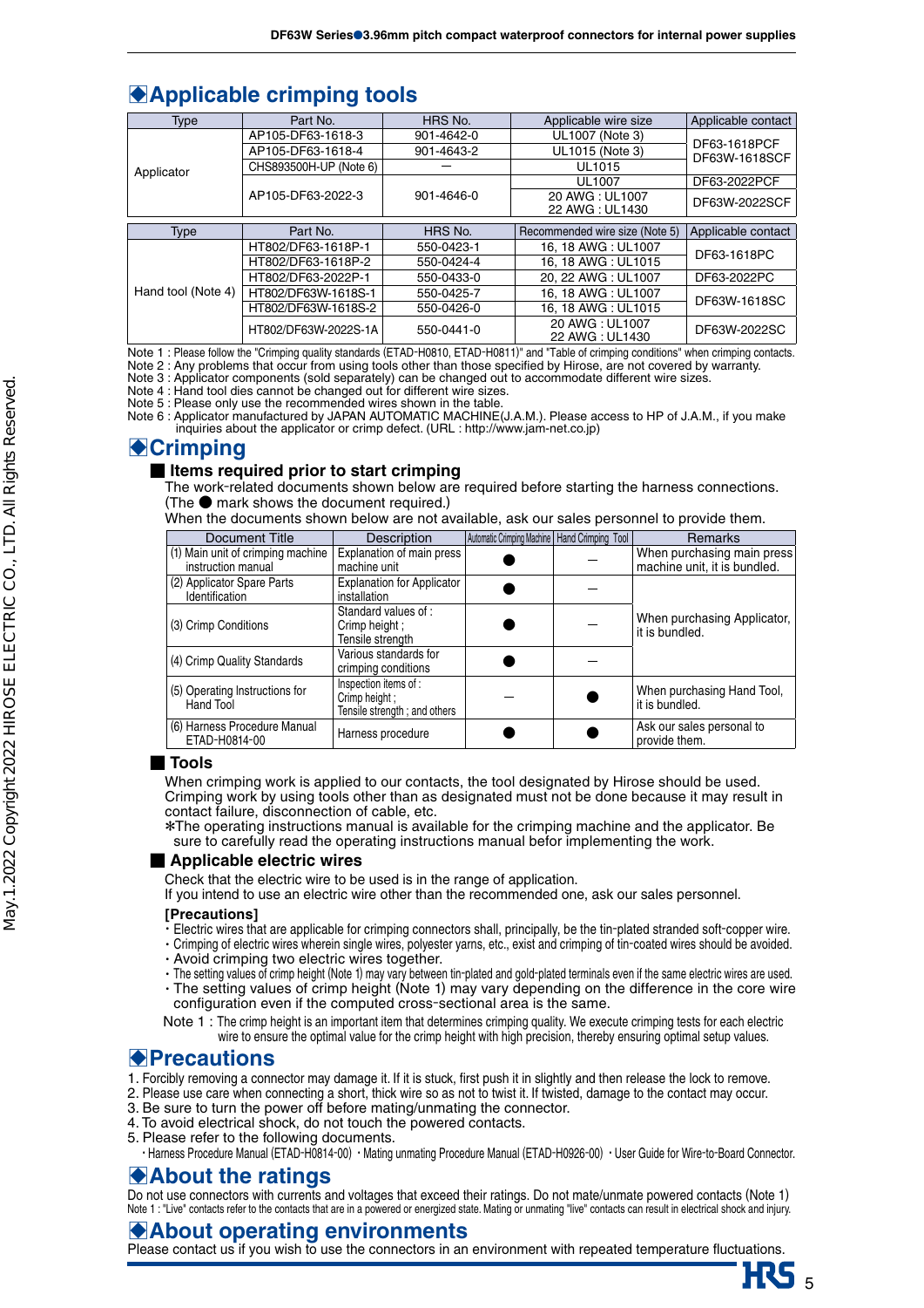## ◆Applicable crimping tools

| Type | Part No. | HRS No. | Applicable wire size | Applicable contact |
|---|---|---|---|---|
| Applicator | AP105-DF63-1618-3 | 901-4642-0 | UL1007 (Note 3) | DF63-1618PCF<br>DF63W-1618SCF |
| | AP105-DF63-1618-4 | 901-4643-2 | UL1015 (Note 3) | |
| | CHS893500H-UP (Note 6) | — | UL1015 | |
| | AP105-DF63-2022-3 | 901-4646-0 | UL1007 | DF63-2022PCF |
| | | | 20 AWG : UL1007<br>22 AWG : UL1430 | DF63W-2022SCF |

| Type | Part No. | HRS No. | Recommended wire size (Note 5) | Applicable contact |
|---|---|---|---|---|
| Hand tool (Note 4) | HT802/DF63-1618P-1 | 550-0423-1 | 16, 18 AWG : UL1007 | DF63-1618PC |
| | HT802/DF63-1618P-2 | 550-0424-4 | 16, 18 AWG : UL1015 | |
| | HT802/DF63-2022P-1 | 550-0433-0 | 20, 22 AWG : UL1007 | DF63-2022PC |
| | HT802/DF63W-1618S-1 | 550-0425-7 | 16, 18 AWG : UL1007 | DF63W-1618SC |
| | HT802/DF63W-1618S-2 | 550-0426-0 | 16, 18 AWG : UL1015 | |
| | HT802/DF63W-2022S-1A | 550-0441-0 | 20 AWG : UL1007<br>22 AWG : UL1430 | DF63W-2022SC |

Note 1 : Please follow the "Crimping quality standards (ETAD-H0810, ETAD-H0811)" and "Table of crimping conditions" when crimping contacts.
Note 2 : Any problems that occur from using tools other than those specified by Hirose, are not covered by warranty.
Note 3 : Applicator components (sold separately) can be changed out to accommodate different wire sizes.
Note 4 : Hand tool dies cannot be changed out for different wire sizes.
Note 5 : Please only use the recommended wires shown in the table.
Note 6 : Applicator manufactured by JAPAN AUTOMATIC MACHINE(J.A.M.). Please access to HP of J.A.M., if you make inquiries about the applicator or crimp defect. (URL : http://www.jam-net.co.jp)

## ◆Crimping

### ■ Items required prior to start crimping

The work-related documents shown below are required before starting the harness connections.
(The ● mark shows the document required.)
When the documents shown below are not available, ask our sales personnel to provide them.

| Document Title | Description | Automatic Crimping Machine | Hand Crimping Tool | Remarks |
|---|---|---|---|---|
| (1) Main unit of crimping machine instruction manual | Explanation of main press machine unit | ● | — | When purchasing main press machine unit, it is bundled. |
| (2) Applicator Spare Parts Identification | Explanation for Applicator installation | ● | — | When purchasing Applicator, it is bundled. |
| (3) Crimp Conditions | Standard values of : Crimp height ; Tensile strength | ● | — | |
| (4) Crimp Quality Standards | Various standards for crimping conditions | ● | — | |
| (5) Operating Instructions for Hand Tool | Inspection items of : Crimp height ; Tensile strength ; and others | — | ● | When purchasing Hand Tool, it is bundled. |
| (6) Harness Procedure Manual ETAD-H0814-00 | Harness procedure | ● | ● | Ask our sales personal to provide them. |

### ■ Tools

When crimping work is applied to our contacts, the tool designated by Hirose should be used.
Crimping work by using tools other than as designated must not be done because it may result in contact failure, disconnection of cable, etc.
*The operating instructions manual is available for the crimping machine and the applicator. Be sure to carefully read the operating instructions manual befor implementing the work.

### ■ Applicable electric wires

Check that the electric wire to be used is in the range of application.
If you intend to use an electric wire other than the recommended one, ask our sales personnel.

**[Precautions]**

- Electric wires that are applicable for crimping connectors shall, principally, be the tin-plated stranded soft-copper wire.
- Crimping of electric wires wherein single wires, polyester yarns, etc., exist and crimping of tin-coated wires should be avoided.
- Avoid crimping two electric wires together.
- The setting values of crimp height (Note 1) may vary between tin-plated and gold-plated terminals even if the same electric wires are used.
- The setting values of crimp height (Note 1) may vary depending on the difference in the core wire configuration even if the computed cross-sectional area is the same.

Note 1 : The crimp height is an important item that determines crimping quality. We execute crimping tests for each electric wire to ensure the optimal value for the crimp height with high precision, thereby ensuring optimal setup values.

## ◆Precautions

1. Forcibly removing a connector may damage it. If it is stuck, first push it in slightly and then release the lock to remove.
2. Please use care when connecting a short, thick wire so as not to twist it. If twisted, damage to the contact may occur.
3. Be sure to turn the power off before mating/unmating the connector.
4. To avoid electrical shock, do not touch the powered contacts.
5. Please refer to the following documents.
   ・Harness Procedure Manual (ETAD-H0814-00) ・Mating unmating Procedure Manual (ETAD-H0926-00) ・User Guide for Wire-to-Board Connector.

## ◆About the ratings

Do not use connectors with currents and voltages that exceed their ratings. Do not mate/unmate powered contacts (Note 1)
Note 1 : "Live" contacts refer to the contacts that are in a powered or energized state. Mating or unmating "live" contacts can result in electrical shock and injury.

## ◆About operating environments

Please contact us if you wish to use the connectors in an environment with repeated temperature fluctuations.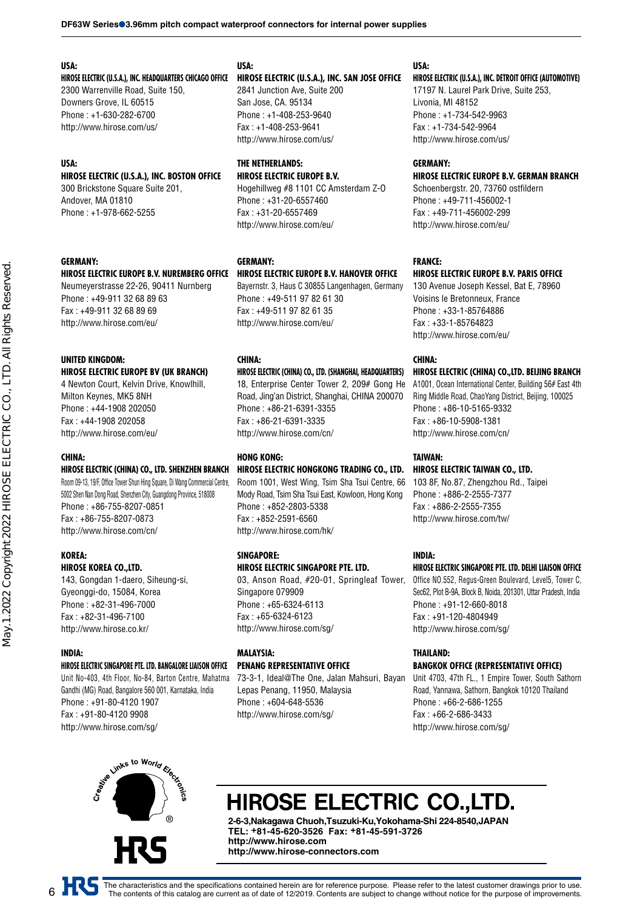**USA:**
**HIROSE ELECTRIC (U.S.A.), INC. HEADQUARTERS CHICAGO OFFICE**
2300 Warrenville Road, Suite 150,
Downers Grove, IL 60515
Phone : +1-630-282-6700
http://www.hirose.com/us/

**USA:**
**HIROSE ELECTRIC (U.S.A.), INC. SAN JOSE OFFICE**
2841 Junction Ave, Suite 200
San Jose, CA. 95134
Phone : +1-408-253-9640
Fax : +1-408-253-9641
http://www.hirose.com/us/

**USA:**
**HIROSE ELECTRIC (U.S.A.), INC. DETROIT OFFICE (AUTOMOTIVE)**
17197 N. Laurel Park Drive, Suite 253,
Livonia, MI 48152
Phone : +1-734-542-9963
Fax : +1-734-542-9964
http://www.hirose.com/us/

**USA:**
**HIROSE ELECTRIC (U.S.A.), INC. BOSTON OFFICE**
300 Brickstone Square Suite 201,
Andover, MA 01810
Phone : +1-978-662-5255

**THE NETHERLANDS:**
**HIROSE ELECTRIC EUROPE B.V.**
Hogehillweg #8 1101 CC Amsterdam Z-O
Phone : +31-20-6557460
Fax : +31-20-6557469
http://www.hirose.com/eu/

**GERMANY:**
**HIROSE ELECTRIC EUROPE B.V. GERMAN BRANCH**
Schoenbergstr. 20, 73760 ostfildern
Phone : +49-711-456002-1
Fax : +49-711-456002-299
http://www.hirose.com/eu/

**GERMANY:**
**HIROSE ELECTRIC EUROPE B.V. NUREMBERG OFFICE**
Neumeyerstrasse 22-26, 90411 Nurnberg
Phone : +49-911 32 68 89 63
Fax : +49-911 32 68 89 69
http://www.hirose.com/eu/

**GERMANY:**
**HIROSE ELECTRIC EUROPE B.V. HANOVER OFFICE**
Bayernstr. 3, Haus C 30855 Langenhagen, Germany
Phone : +49-511 97 82 61 30
Fax : +49-511 97 82 61 35
http://www.hirose.com/eu/

**FRANCE:**
**HIROSE ELECTRIC EUROPE B.V. PARIS OFFICE**
130 Avenue Joseph Kessel, Bat E, 78960
Voisins le Bretonneux, France
Phone : +33-1-85764886
Fax : +33-1-85764823
http://www.hirose.com/eu/

**UNITED KINGDOM:**
**HIROSE ELECTRIC EUROPE BV (UK BRANCH)**
4 Newton Court, Kelvin Drive, Knowlhill,
Milton Keynes, MK5 8NH
Phone : +44-1908 202050
Fax : +44-1908 202058
http://www.hirose.com/eu/

**CHINA:**
**HIROSE ELECTRIC (CHINA) CO., LTD. (SHANGHAI, HEADQUARTERS)**
18, Enterprise Center Tower 2, 209# Gong He Road, Jing'an District, Shanghai, CHINA 200070
Phone : +86-21-6391-3355
Fax : +86-21-6391-3335
http://www.hirose.com/cn/

**CHINA:**
**HIROSE ELECTRIC (CHINA) CO.,LTD. BEIJING BRANCH**
A1001, Ocean International Center, Building 56# East 4th Ring Middle Road, ChaoYang District, Beijing, 100025
Phone : +86-10-5165-9332
Fax : +86-10-5908-1381
http://www.hirose.com/cn/

**CHINA:**
**HIROSE ELECTRIC (CHINA) CO., LTD. SHENZHEN BRANCH**
Room 09-13, 19/F, Office Tower Shun Hing Square, Di Wang Commercial Centre, 5002 Shen Nan Dong Road, Shenzhen City, Guangdong Province, 518008
Phone : +86-755-8207-0851
Fax : +86-755-8207-0873
http://www.hirose.com/cn/

**HONG KONG:**
**HIROSE ELECTRIC HONGKONG TRADING CO., LTD.**
Room 1001, West Wing, Tsim Sha Tsui Centre, 66 Mody Road, Tsim Sha Tsui East, Kowloon, Hong Kong
Phone : +852-2803-5338
Fax : +852-2591-6560
http://www.hirose.com/hk/

**TAIWAN:**
**HIROSE ELECTRIC TAIWAN CO., LTD.**
103 8F, No.87, Zhengzhou Rd., Taipei
Phone : +886-2-2555-7377
Fax : +886-2-2555-7355
http://www.hirose.com/tw/

**KOREA:**
**HIROSE KOREA CO.,LTD.**
143, Gongdan 1-daero, Siheung-si,
Gyeonggi-do, 15084, Korea
Phone : +82-31-496-7000
Fax : +82-31-496-7100
http://www.hirose.co.kr/

**SINGAPORE:**
**HIROSE ELECTRIC SINGAPORE PTE. LTD.**
03, Anson Road, #20-01, Springleaf Tower,
Singapore 079909
Phone : +65-6324-6113
Fax : +65-6324-6123
http://www.hirose.com/sg/

**INDIA:**
**HIROSE ELECTRIC SINGAPORE PTE. LTD. DELHI LIAISON OFFICE**
Office NO.552, Regus-Green Boulevard, Level5, Tower C, Sec62, Plot B-9A, Block B, Noida, 201301, Uttar Pradesh, India
Phone : +91-12-660-8018
Fax : +91-120-4804949
http://www.hirose.com/sg/

**INDIA:**
**HIROSE ELECTRIC SINGAPORE PTE. LTD. BANGALORE LIAISON OFFICE**
Unit No-403, 4th Floor, No-84, Barton Centre, Mahatma Gandhi (MG) Road, Bangalore 560 001, Karnataka, India
Phone : +91-80-4120 1907
Fax : +91-80-4120 9908
http://www.hirose.com/sg/

**MALAYSIA:**
**PENANG REPRESENTATIVE OFFICE**
73-3-1, Ideal@The One, Jalan Mahsuri, Bayan Lepas Penang, 11950, Malaysia
Phone : +604-648-5536
http://www.hirose.com/sg/

**THAILAND:**
**BANGKOK OFFICE (REPRESENTATIVE OFFICE)**
Unit 4703, 47th FL., 1 Empire Tower, South Sathorn Road, Yannawa, Sathorn, Bangkok 10120 Thailand
Phone : +66-2-686-1255
Fax : +66-2-686-3433
http://www.hirose.com/sg/

Creative Links to World Electronics®

HRS

# HIROSE ELECTRIC CO.,LTD.

**2-6-3,Nakagawa Chuoh,Tsuzuki-Ku,Yokohama-Shi 224-8540,JAPAN**
**TEL: +81-45-620-3526 Fax: +81-45-591-3726**
**http://www.hirose.com**
**http://www.hirose-connectors.com**

May.1.2022 Copyright 2022 HIROSE ELECTRIC CO., LTD. All Rights Reserved.

The characteristics and the specifications contained herein are for reference purpose. Please refer to the latest customer drawings prior to use.
The contents of this catalog are current as of date of 12/2019. Contents are subject to change without notice for the purpose of improvements.